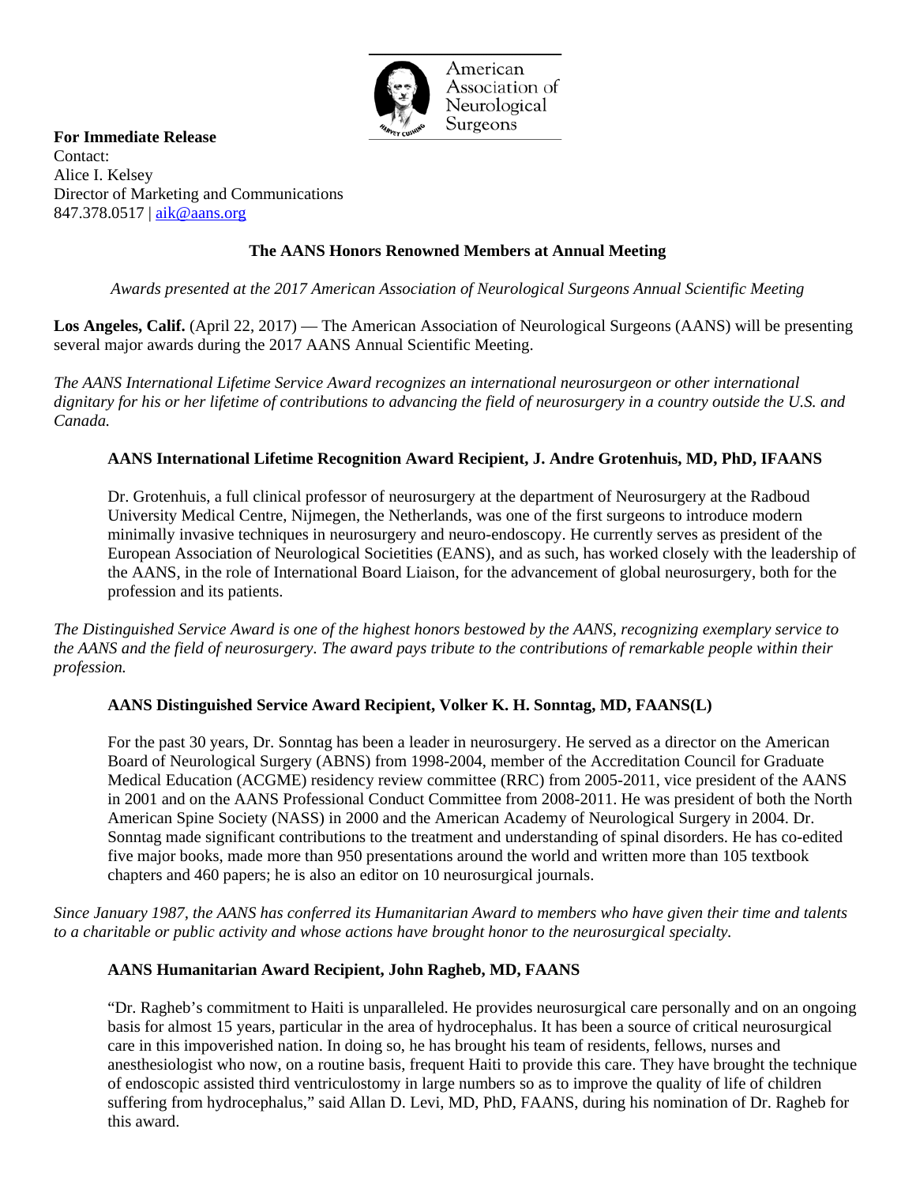American Association of Neurological Surgeons

**For Immediate Release**
Contact:
Alice I. Kelsey
Director of Marketing and Communications
847.378.0517 | aik@aans.org

## The AANS Honors Renowned Members at Annual Meeting

*Awards presented at the 2017 American Association of Neurological Surgeons Annual Scientific Meeting*

**Los Angeles, Calif.** (April 22, 2017) — The American Association of Neurological Surgeons (AANS) will be presenting several major awards during the 2017 AANS Annual Scientific Meeting.

*The AANS International Lifetime Service Award recognizes an international neurosurgeon or other international dignitary for his or her lifetime of contributions to advancing the field of neurosurgery in a country outside the U.S. and Canada.*

### AANS International Lifetime Recognition Award Recipient, J. Andre Grotenhuis, MD, PhD, IFAANS

Dr. Grotenhuis, a full clinical professor of neurosurgery at the department of Neurosurgery at the Radboud University Medical Centre, Nijmegen, the Netherlands, was one of the first surgeons to introduce modern minimally invasive techniques in neurosurgery and neuro-endoscopy. He currently serves as president of the European Association of Neurological Socitieties (EANS), and as such, has worked closely with the leadership of the AANS, in the role of International Board Liaison, for the advancement of global neurosurgery, both for the profession and its patients.

*The Distinguished Service Award is one of the highest honors bestowed by the AANS, recognizing exemplary service to the AANS and the field of neurosurgery. The award pays tribute to the contributions of remarkable people within their profession.*

### AANS Distinguished Service Award Recipient, Volker K. H. Sonntag, MD, FAANS(L)

For the past 30 years, Dr. Sonntag has been a leader in neurosurgery. He served as a director on the American Board of Neurological Surgery (ABNS) from 1998-2004, member of the Accreditation Council for Graduate Medical Education (ACGME) residency review committee (RRC) from 2005-2011, vice president of the AANS in 2001 and on the AANS Professional Conduct Committee from 2008-2011. He was president of both the North American Spine Society (NASS) in 2000 and the American Academy of Neurological Surgery in 2004. Dr. Sonntag made significant contributions to the treatment and understanding of spinal disorders. He has co-edited five major books, made more than 950 presentations around the world and written more than 105 textbook chapters and 460 papers; he is also an editor on 10 neurosurgical journals.

*Since January 1987, the AANS has conferred its Humanitarian Award to members who have given their time and talents to a charitable or public activity and whose actions have brought honor to the neurosurgical specialty.*

### AANS Humanitarian Award Recipient, John Ragheb, MD, FAANS

"Dr. Ragheb's commitment to Haiti is unparalleled. He provides neurosurgical care personally and on an ongoing basis for almost 15 years, particular in the area of hydrocephalus. It has been a source of critical neurosurgical care in this impoverished nation. In doing so, he has brought his team of residents, fellows, nurses and anesthesiologist who now, on a routine basis, frequent Haiti to provide this care. They have brought the technique of endoscopic assisted third ventriculostomy in large numbers so as to improve the quality of life of children suffering from hydrocephalus," said Allan D. Levi, MD, PhD, FAANS, during his nomination of Dr. Ragheb for this award.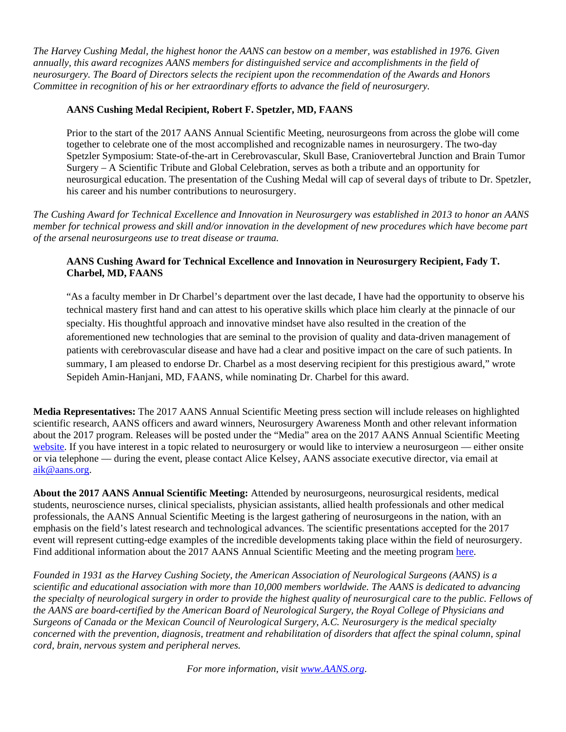*The Harvey Cushing Medal, the highest honor the AANS can bestow on a member, was established in 1976. Given annually, this award recognizes AANS members for distinguished service and accomplishments in the field of neurosurgery. The Board of Directors selects the recipient upon the recommendation of the Awards and Honors Committee in recognition of his or her extraordinary efforts to advance the field of neurosurgery.*

**AANS Cushing Medal Recipient, Robert F. Spetzler, MD, FAANS**

Prior to the start of the 2017 AANS Annual Scientific Meeting, neurosurgeons from across the globe will come together to celebrate one of the most accomplished and recognizable names in neurosurgery. The two-day Spetzler Symposium: State-of-the-art in Cerebrovascular, Skull Base, Craniovertebral Junction and Brain Tumor Surgery – A Scientific Tribute and Global Celebration, serves as both a tribute and an opportunity for neurosurgical education. The presentation of the Cushing Medal will cap of several days of tribute to Dr. Spetzler, his career and his number contributions to neurosurgery.

*The Cushing Award for Technical Excellence and Innovation in Neurosurgery was established in 2013 to honor an AANS member for technical prowess and skill and/or innovation in the development of new procedures which have become part of the arsenal neurosurgeons use to treat disease or trauma.*

**AANS Cushing Award for Technical Excellence and Innovation in Neurosurgery Recipient, Fady T. Charbel, MD, FAANS**

"As a faculty member in Dr Charbel's department over the last decade, I have had the opportunity to observe his technical mastery first hand and can attest to his operative skills which place him clearly at the pinnacle of our specialty. His thoughtful approach and innovative mindset have also resulted in the creation of the aforementioned new technologies that are seminal to the provision of quality and data-driven management of patients with cerebrovascular disease and have had a clear and positive impact on the care of such patients. In summary, I am pleased to endorse Dr. Charbel as a most deserving recipient for this prestigious award," wrote Sepideh Amin-Hanjani, MD, FAANS, while nominating Dr. Charbel for this award.

**Media Representatives:** The 2017 AANS Annual Scientific Meeting press section will include releases on highlighted scientific research, AANS officers and award winners, Neurosurgery Awareness Month and other relevant information about the 2017 program. Releases will be posted under the "Media" area on the 2017 AANS Annual Scientific Meeting website. If you have interest in a topic related to neurosurgery or would like to interview a neurosurgeon — either onsite or via telephone — during the event, please contact Alice Kelsey, AANS associate executive director, via email at aik@aans.org.

**About the 2017 AANS Annual Scientific Meeting:** Attended by neurosurgeons, neurosurgical residents, medical students, neuroscience nurses, clinical specialists, physician assistants, allied health professionals and other medical professionals, the AANS Annual Scientific Meeting is the largest gathering of neurosurgeons in the nation, with an emphasis on the field's latest research and technological advances. The scientific presentations accepted for the 2017 event will represent cutting-edge examples of the incredible developments taking place within the field of neurosurgery. Find additional information about the 2017 AANS Annual Scientific Meeting and the meeting program here.

*Founded in 1931 as the Harvey Cushing Society, the American Association of Neurological Surgeons (AANS) is a scientific and educational association with more than 10,000 members worldwide. The AANS is dedicated to advancing the specialty of neurological surgery in order to provide the highest quality of neurosurgical care to the public. Fellows of the AANS are board-certified by the American Board of Neurological Surgery, the Royal College of Physicians and Surgeons of Canada or the Mexican Council of Neurological Surgery, A.C. Neurosurgery is the medical specialty concerned with the prevention, diagnosis, treatment and rehabilitation of disorders that affect the spinal column, spinal cord, brain, nervous system and peripheral nerves.*

*For more information, visit www.AANS.org.*